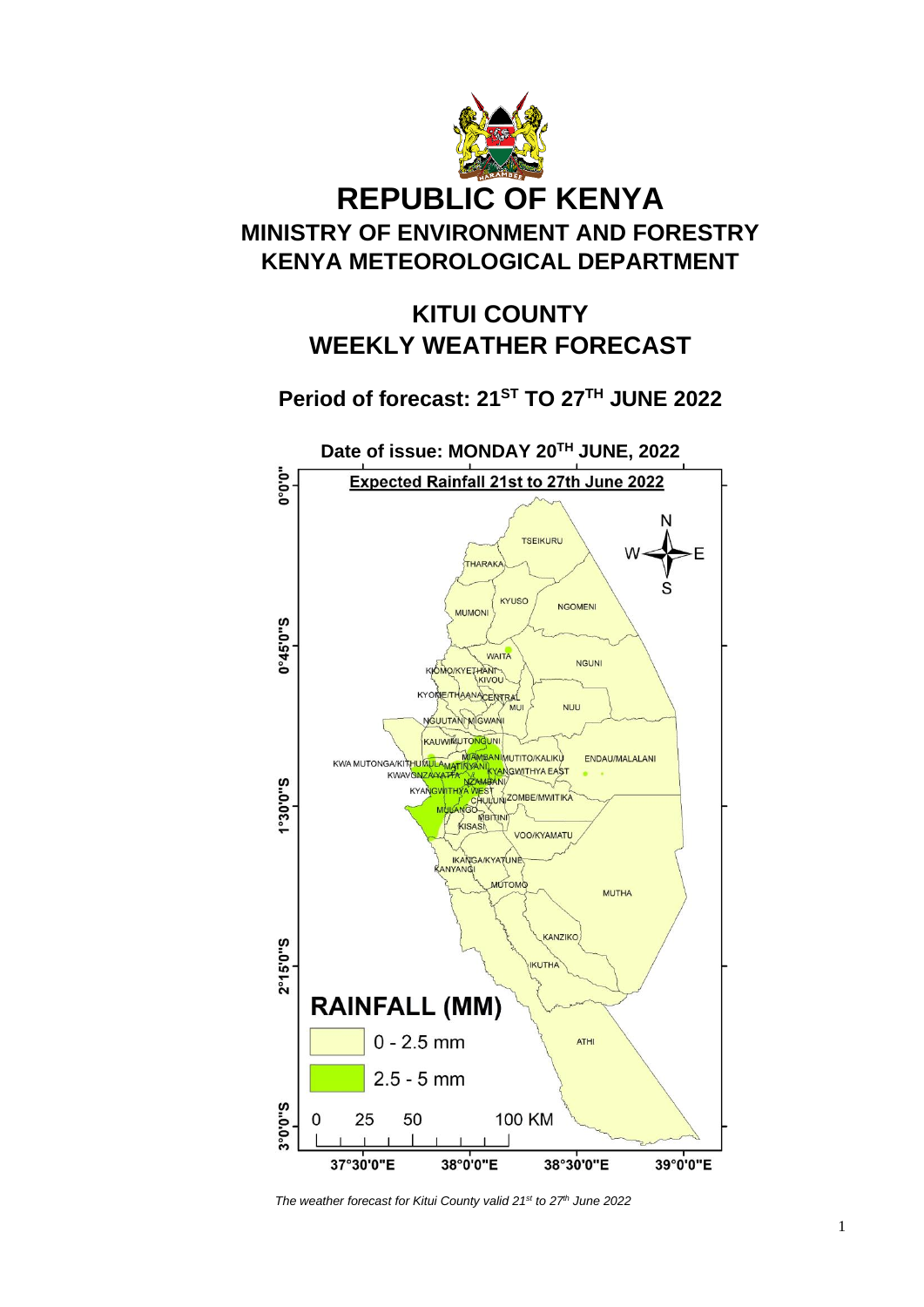# REPUBLIC OF KENYA

## MINISTRY OF ENVIRONMENT AND FORESTRY

## KENYA METEOROLOGICAL DEPARTMENT

# KITUI COUNTY WEEKLY WEATHER FORECAST

### Period of forecast: 21ST TO 27TH JUNE 2022

**Date of issue: MONDAY 20TH JUNE, 2022**

*The weather forecast for Kitui County valid 21st to 27th June 2022*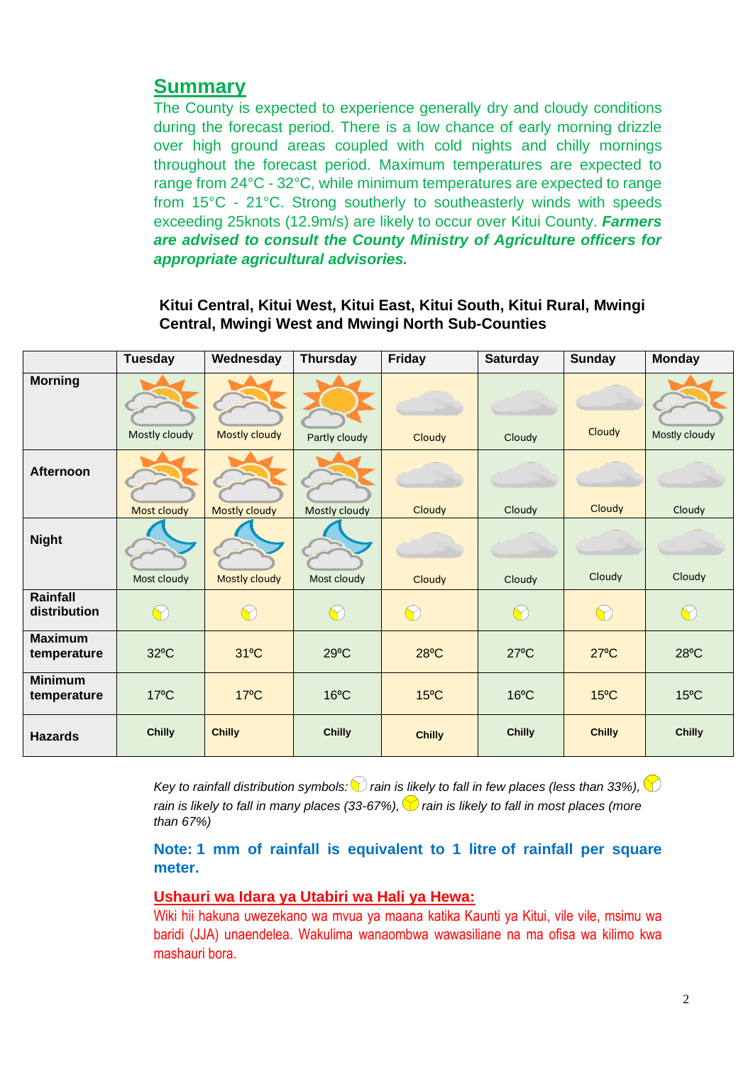## Summary

The County is expected to experience generally dry and cloudy conditions during the forecast period. There is a low chance of early morning drizzle over high ground areas coupled with cold nights and chilly mornings throughout the forecast period. Maximum temperatures are expected to range from 24°C - 32°C, while minimum temperatures are expected to range from 15°C - 21°C. Strong southerly to southeasterly winds with speeds exceeding 25knots (12.9m/s) are likely to occur over Kitui County. ***Farmers are advised to consult the County Ministry of Agriculture officers for appropriate agricultural advisories.***

**Kitui Central, Kitui West, Kitui East, Kitui South, Kitui Rural, Mwingi Central, Mwingi West and Mwingi North Sub-Counties**

| | Tuesday | Wednesday | Thursday | Friday | Saturday | Sunday | Monday |
|---|---|---|---|---|---|---|---|
| **Morning** | Mostly cloudy | Mostly cloudy | Partly cloudy | Cloudy | Cloudy | Cloudy | Mostly cloudy |
| **Afternoon** | Most cloudy | Mostly cloudy | Mostly cloudy | Cloudy | Cloudy | Cloudy | Cloudy |
| **Night** | Most cloudy | Mostly cloudy | Most cloudy | Cloudy | Cloudy | Cloudy | Cloudy |
| **Rainfall distribution** | | | | | | | |
| **Maximum temperature** | 32ºC | 31ºC | 29ºC | 28ºC | 27ºC | 27ºC | 28ºC |
| **Minimum temperature** | 17ºC | 17ºC | 16ºC | 15ºC | 16ºC | 15ºC | 15ºC |
| **Hazards** | **Chilly** | **Chilly** | **Chilly** | **Chilly** | **Chilly** | **Chilly** | **Chilly** |

*Key to rainfall distribution symbols: rain is likely to fall in few places (less than 33%), rain is likely to fall in many places (33-67%), rain is likely to fall in most places (more than 67%)*

**Note: 1 mm of rainfall is equivalent to 1 litre of rainfall per square meter.**

## Ushauri wa Idara ya Utabiri wa Hali ya Hewa:

Wiki hii hakuna uwezekano wa mvua ya maana katika Kaunti ya Kitui, vile vile, msimu wa baridi (JJA) unaendelea. Wakulima wanaombwa wawasiliane na ma ofisa wa kilimo kwa mashauri bora.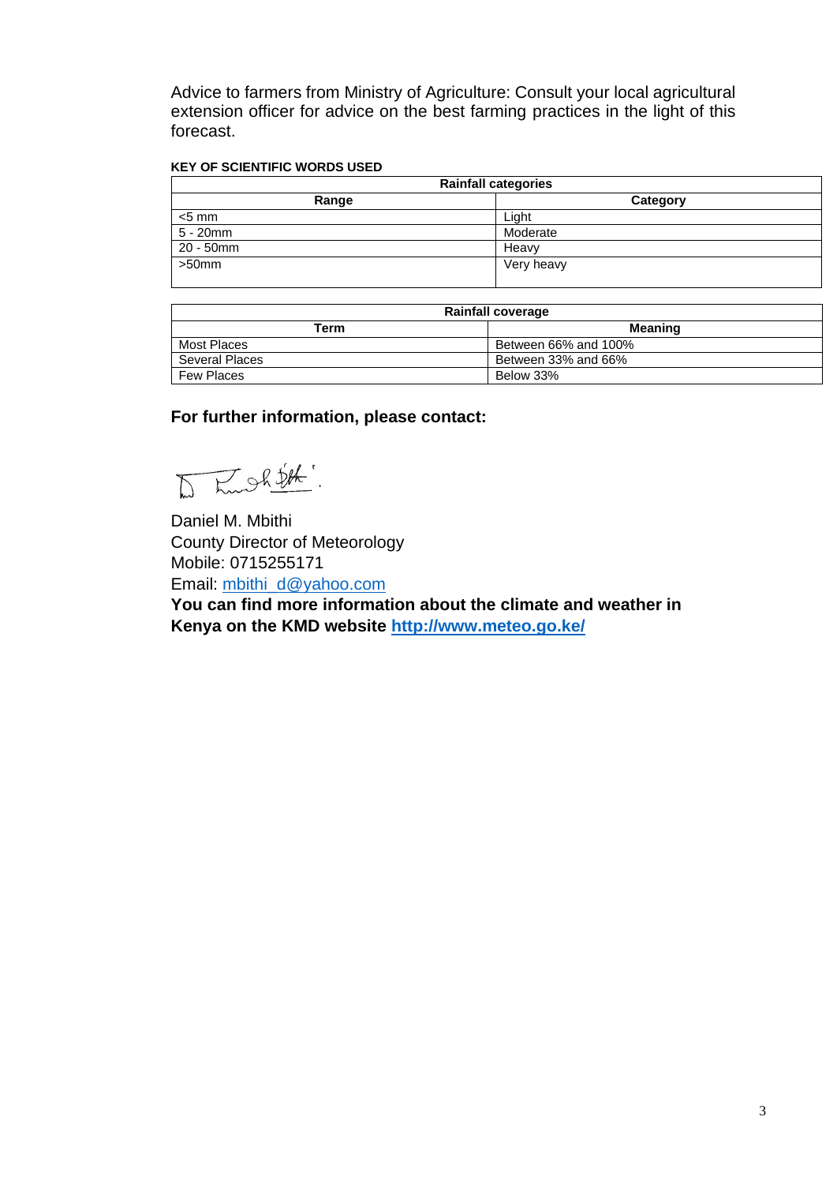Advice to farmers from Ministry of Agriculture: Consult your local agricultural extension officer for advice on the best farming practices in the light of this forecast.

**KEY OF SCIENTIFIC WORDS USED**

| Rainfall categories | |
|---|---|
| **Range** | **Category** |
| <5 mm | Light |
| 5 - 20mm | Moderate |
| 20 - 50mm | Heavy |
| >50mm | Very heavy |

| Rainfall coverage | |
|---|---|
| **Term** | **Meaning** |
| Most Places | Between 66% and 100% |
| Several Places | Between 33% and 66% |
| Few Places | Below 33% |

**For further information, please contact:**

Daniel M. Mbithi
County Director of Meteorology
Mobile: 0715255171
Email: mbithi_d@yahoo.com

**You can find more information about the climate and weather in Kenya on the KMD website http://www.meteo.go.ke/**